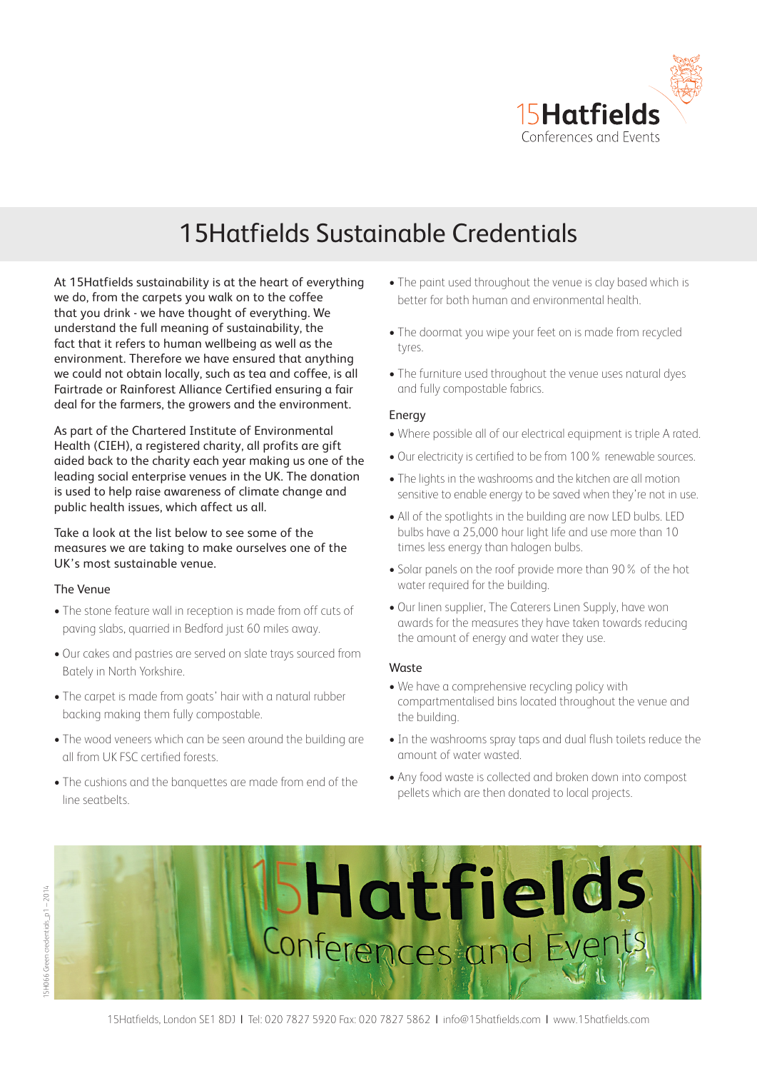15Hatfields
Conferences and Events

# 15Hatfields Sustainable Credentials

At 15Hatfields sustainability is at the heart of everything we do, from the carpets you walk on to the coffee that you drink - we have thought of everything. We understand the full meaning of sustainability, the fact that it refers to human wellbeing as well as the environment. Therefore we have ensured that anything we could not obtain locally, such as tea and coffee, is all Fairtrade or Rainforest Alliance Certified ensuring a fair deal for the farmers, the growers and the environment.

As part of the Chartered Institute of Environmental Health (CIEH), a registered charity, all profits are gift aided back to the charity each year making us one of the leading social enterprise venues in the UK. The donation is used to help raise awareness of climate change and public health issues, which affect us all.

Take a look at the list below to see some of the measures we are taking to make ourselves one of the UK's most sustainable venue.

## The Venue

- The stone feature wall in reception is made from off cuts of paving slabs, quarried in Bedford just 60 miles away.
- Our cakes and pastries are served on slate trays sourced from Bately in North Yorkshire.
- The carpet is made from goats' hair with a natural rubber backing making them fully compostable.
- The wood veneers which can be seen around the building are all from UK FSC certified forests.
- The cushions and the banquettes are made from end of the line seatbelts.
- The paint used throughout the venue is clay based which is better for both human and environmental health.
- The doormat you wipe your feet on is made from recycled tyres.
- The furniture used throughout the venue uses natural dyes and fully compostable fabrics.

## Energy

- Where possible all of our electrical equipment is triple A rated.
- Our electricity is certified to be from 100 % renewable sources.
- The lights in the washrooms and the kitchen are all motion sensitive to enable energy to be saved when they're not in use.
- All of the spotlights in the building are now LED bulbs. LED bulbs have a 25,000 hour light life and use more than 10 times less energy than halogen bulbs.
- Solar panels on the roof provide more than 90 % of the hot water required for the building.
- Our linen supplier, The Caterers Linen Supply, have won awards for the measures they have taken towards reducing the amount of energy and water they use.

## Waste

- We have a comprehensive recycling policy with compartmentalised bins located throughout the venue and the building.
- In the washrooms spray taps and dual flush toilets reduce the amount of water wasted.
- Any food waste is collected and broken down into compost pellets which are then donated to local projects.

15Hatfields Conferences and Events

15H066 Green credentials_p1 – 2014

15Hatfields, London SE1 8DJ | Tel: 020 7827 5920 Fax: 020 7827 5862 | info@15hatfields.com | www.15hatfields.com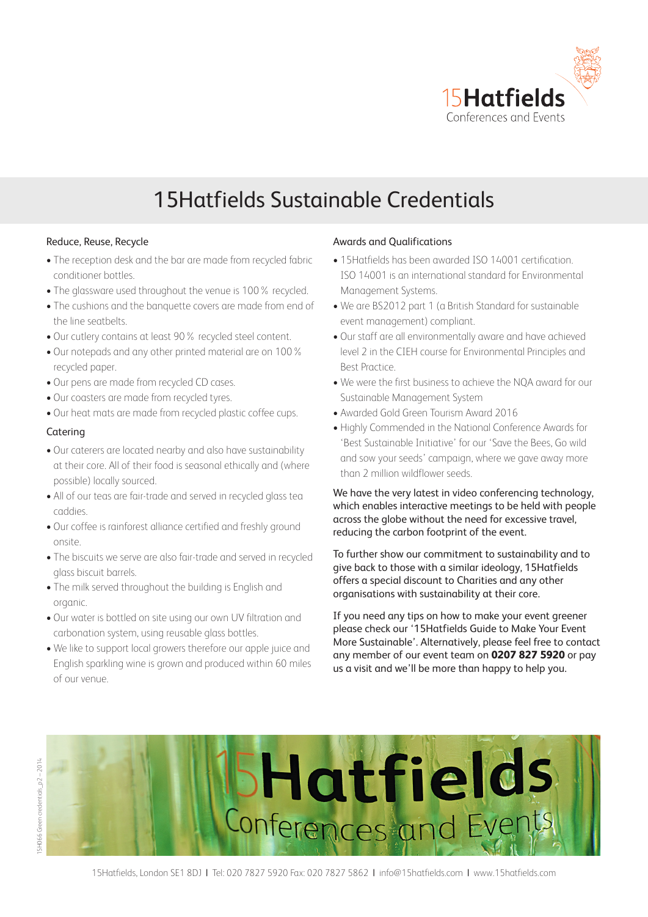15Hatfields
Conferences and Events

# 15Hatfields Sustainable Credentials

## Reduce, Reuse, Recycle

- The reception desk and the bar are made from recycled fabric conditioner bottles.
- The glassware used throughout the venue is 100 % recycled.
- The cushions and the banquette covers are made from end of the line seatbelts.
- Our cutlery contains at least 90 % recycled steel content.
- Our notepads and any other printed material are on 100 % recycled paper.
- Our pens are made from recycled CD cases.
- Our coasters are made from recycled tyres.
- Our heat mats are made from recycled plastic coffee cups.

## Catering

- Our caterers are located nearby and also have sustainability at their core. All of their food is seasonal ethically and (where possible) locally sourced.
- All of our teas are fair-trade and served in recycled glass tea caddies.
- Our coffee is rainforest alliance certified and freshly ground onsite.
- The biscuits we serve are also fair-trade and served in recycled glass biscuit barrels.
- The milk served throughout the building is English and organic.
- Our water is bottled on site using our own UV filtration and carbonation system, using reusable glass bottles.
- We like to support local growers therefore our apple juice and English sparkling wine is grown and produced within 60 miles of our venue.

## Awards and Qualifications

- 15Hatfields has been awarded ISO 14001 certification. ISO 14001 is an international standard for Environmental Management Systems.
- We are BS2012 part 1 (a British Standard for sustainable event management) compliant.
- Our staff are all environmentally aware and have achieved level 2 in the CIEH course for Environmental Principles and Best Practice.
- We were the first business to achieve the NQA award for our Sustainable Management System
- Awarded Gold Green Tourism Award 2016
- Highly Commended in the National Conference Awards for 'Best Sustainable Initiative' for our 'Save the Bees, Go wild and sow your seeds' campaign, where we gave away more than 2 million wildflower seeds.

We have the very latest in video conferencing technology, which enables interactive meetings to be held with people across the globe without the need for excessive travel, reducing the carbon footprint of the event.

To further show our commitment to sustainability and to give back to those with a similar ideology, 15Hatfields offers a special discount to Charities and any other organisations with sustainability at their core.

If you need any tips on how to make your event greener please check our '15Hatfields Guide to Make Your Event More Sustainable'. Alternatively, please feel free to contact any member of our event team on **0207 827 5920** or pay us a visit and we'll be more than happy to help you.

15HatfieldsConferences and Events

15H066 Green credentials_p2 – 2014

15Hatfields, London SE1 8DJ | Tel: 020 7827 5920 Fax: 020 7827 5862 | info@15hatfields.com | www.15hatfields.com